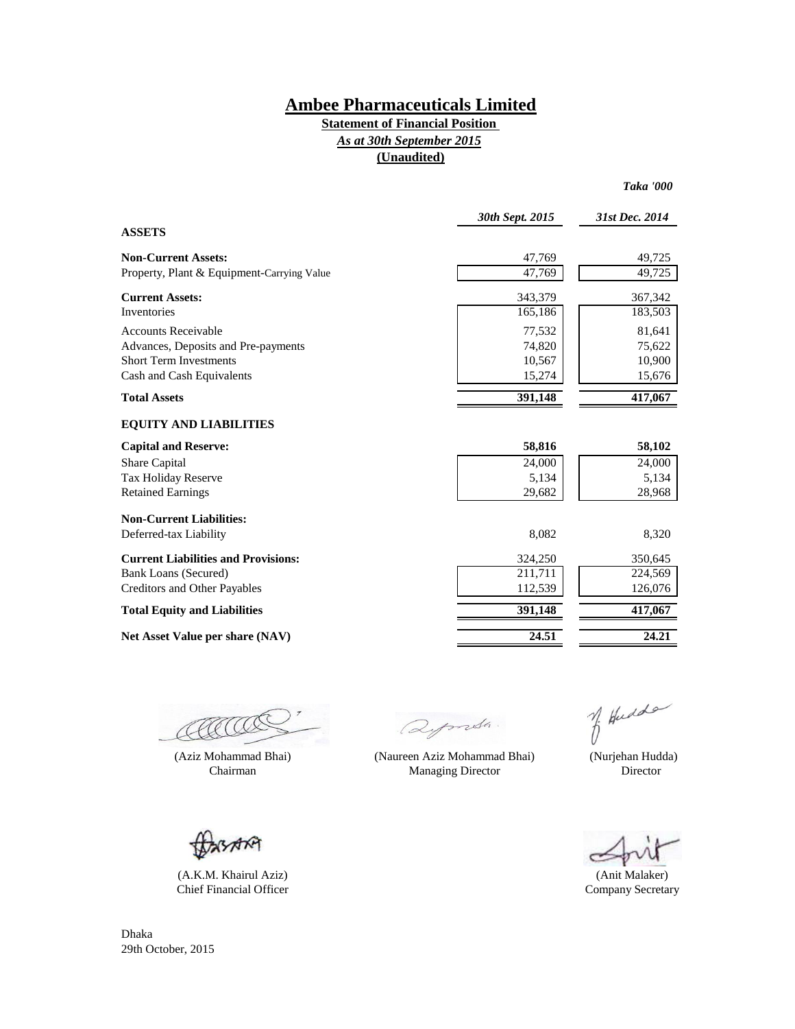# Ambee Pharmaceuticals Limited

**Statement of Financial Position**

***As at 30th September 2015***

**(Unaudited)**

*Taka '000*

| | *30th Sept. 2015* | *31st Dec. 2014* |
|---|---|---|
| **ASSETS** | | |
| **Non-Current Assets:** | 47,769 | 49,725 |
| Property, Plant & Equipment-Carrying Value | 47,769 | 49,725 |
| **Current Assets:** | 343,379 | 367,342 |
| Inventories | 165,186 | 183,503 |
| Accounts Receivable | 77,532 | 81,641 |
| Advances, Deposits and Pre-payments | 74,820 | 75,622 |
| Short Term Investments | 10,567 | 10,900 |
| Cash and Cash Equivalents | 15,274 | 15,676 |
| **Total Assets** | **391,148** | **417,067** |
| **EQUITY AND LIABILITIES** | | |
| **Capital and Reserve:** | **58,816** | **58,102** |
| Share Capital | 24,000 | 24,000 |
| Tax Holiday Reserve | 5,134 | 5,134 |
| Retained Earnings | 29,682 | 28,968 |
| **Non-Current Liabilities:** | | |
| Deferred-tax Liability | 8,082 | 8,320 |
| **Current Liabilities and Provisions:** | 324,250 | 350,645 |
| Bank Loans (Secured) | 211,711 | 224,569 |
| Creditors and Other Payables | 112,539 | 126,076 |
| **Total Equity and Liabilities** | **391,148** | **417,067** |
| **Net Asset Value per share (NAV)** | **24.51** | **24.21** |

(Aziz Mohammad Bhai)
Chairman

(Naureen Aziz Mohammad Bhai)
Managing Director

(Nurjehan Hudda)
Director

(A.K.M. Khairul Aziz)
Chief Financial Officer

(Anit Malaker)
Company Secretary

Dhaka
29th October, 2015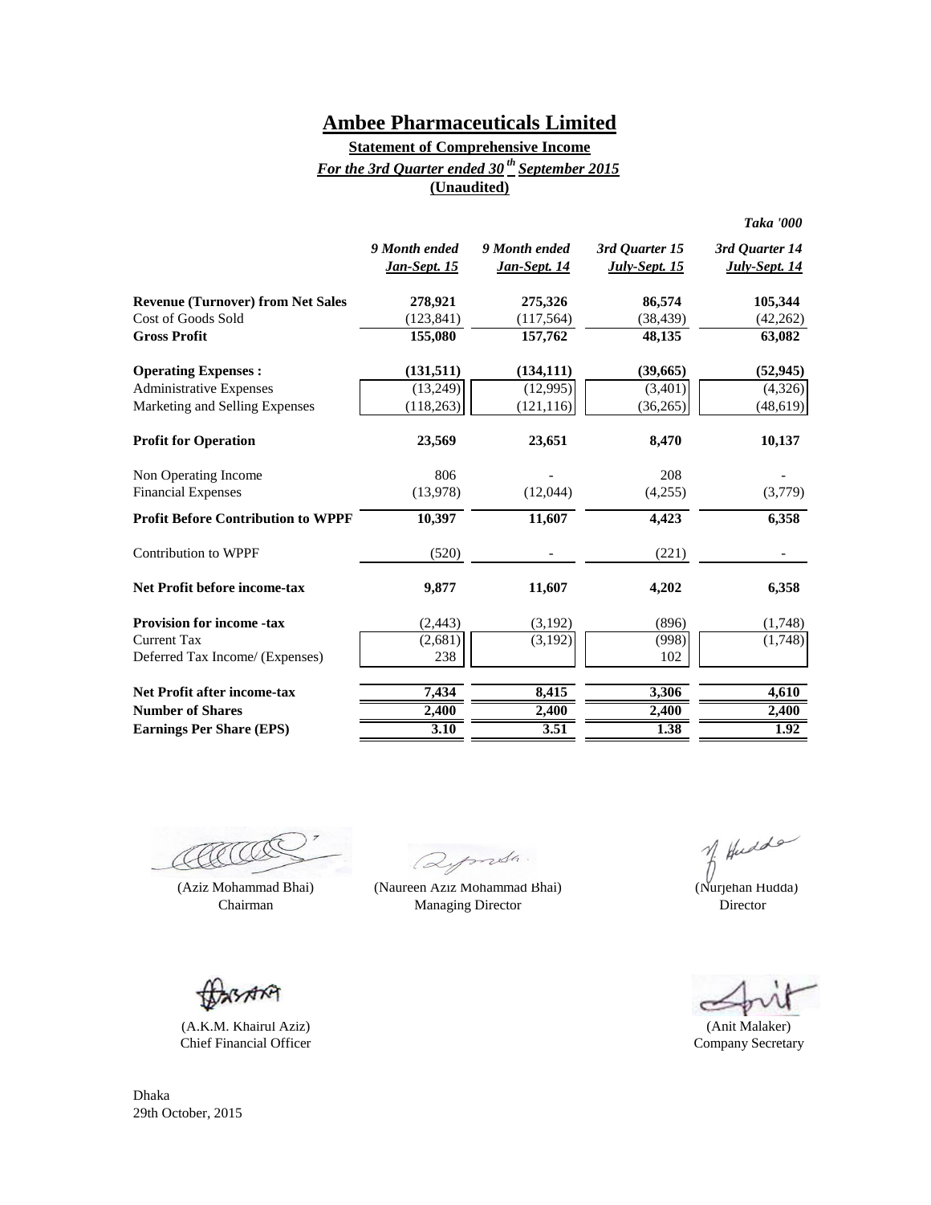# Ambee Pharmaceuticals Limited

**Statement of Comprehensive Income**

***For the 3rd Quarter ended 30th September 2015***

**(Unaudited)**

*Taka '000*

| | *9 Month ended Jan-Sept. 15* | *9 Month ended Jan-Sept. 14* | *3rd Quarter 15 July-Sept. 15* | *3rd Quarter 14 July-Sept. 14* |
|---|---|---|---|---|
| **Revenue (Turnover) from Net Sales** | **278,921** | **275,326** | **86,574** | **105,344** |
| Cost of Goods Sold | (123,841) | (117,564) | (38,439) | (42,262) |
| **Gross Profit** | **155,080** | **157,762** | **48,135** | **63,082** |
| **Operating Expenses :** | **(131,511)** | **(134,111)** | **(39,665)** | **(52,945)** |
| Administrative Expenses | (13,249) | (12,995) | (3,401) | (4,326) |
| Marketing and Selling Expenses | (118,263) | (121,116) | (36,265) | (48,619) |
| **Profit for Operation** | **23,569** | **23,651** | **8,470** | **10,137** |
| Non Operating Income | 806 | - | 208 | - |
| Financial Expenses | (13,978) | (12,044) | (4,255) | (3,779) |
| **Profit Before Contribution to WPPF** | **10,397** | **11,607** | **4,423** | **6,358** |
| Contribution to WPPF | (520) | - | (221) | - |
| **Net Profit before income-tax** | **9,877** | **11,607** | **4,202** | **6,358** |
| **Provision for income -tax** | (2,443) | (3,192) | (896) | (1,748) |
| Current Tax | (2,681) | (3,192) | (998) | (1,748) |
| Deferred Tax Income/ (Expenses) | 238 | | 102 | |
| **Net Profit after income-tax** | **7,434** | **8,415** | **3,306** | **4,610** |
| **Number of Shares** | **2,400** | **2,400** | **2,400** | **2,400** |
| **Earnings Per Share (EPS)** | **3.10** | **3.51** | **1.38** | **1.92** |

(Aziz Mohammad Bhai)
Chairman

(Naureen Aziz Mohammad Bhai)
Managing Director

(Nurjehan Hudda)
Director

(A.K.M. Khairul Aziz)
Chief Financial Officer

(Anit Malaker)
Company Secretary

Dhaka
29th October, 2015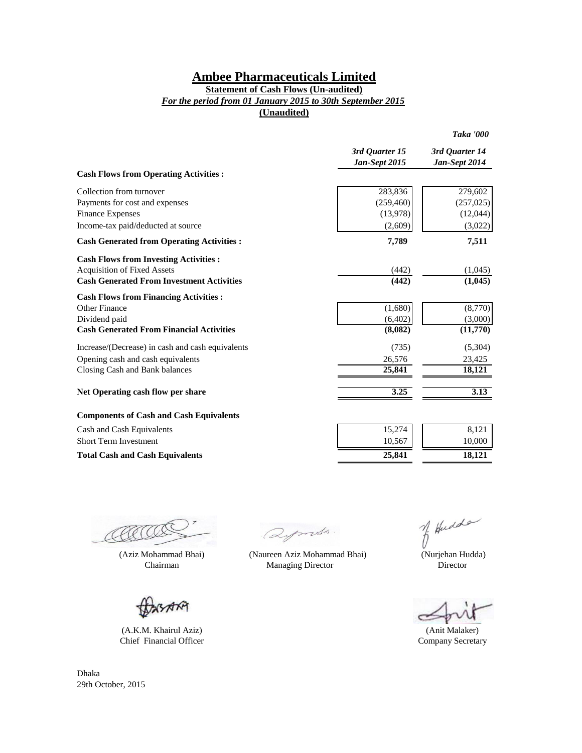# Ambee Pharmaceuticals Limited

**Statement of Cash Flows (Un-audited)**

***For the period from 01 January 2015 to 30th September 2015***

**(Unaudited)**

| | ***3rd Quarter 15 Jan-Sept 2015*** | ***3rd Quarter 14 Jan-Sept 2014*** |
|---|---|---|
| | | ***Taka '000*** |
| **Cash Flows from Operating Activities :** | | |
| Collection from turnover | 283,836 | 279,602 |
| Payments for cost and expenses | (259,460) | (257,025) |
| Finance Expenses | (13,978) | (12,044) |
| Income-tax paid/deducted at source | (2,609) | (3,022) |
| **Cash Generated from Operating Activities :** | **7,789** | **7,511** |
| **Cash Flows from Investing Activities :** | | |
| Acquisition of Fixed Assets | (442) | (1,045) |
| **Cash Generated From Investment Activities** | **(442)** | **(1,045)** |
| **Cash Flows from Financing Activities :** | | |
| Other Finance | (1,680) | (8,770) |
| Dividend paid | (6,402) | (3,000) |
| **Cash Generated From Financial Activities** | **(8,082)** | **(11,770)** |
| Increase/(Decrease) in cash and cash equivalents | (735) | (5,304) |
| Opening cash and cash equivalents | 26,576 | 23,425 |
| Closing Cash and Bank balances | 25,841 | 18,121 |
| **Net Operating cash flow per share** | **3.25** | **3.13** |
| **Components of Cash and Cash Equivalents** | | |
| Cash and Cash Equivalents | 15,274 | 8,121 |
| Short Term Investment | 10,567 | 10,000 |
| **Total Cash and Cash Equivalents** | **25,841** | **18,121** |

(Aziz Mohammad Bhai)
Chairman

(Naureen Aziz Mohammad Bhai)
Managing Director

(Nurjehan Hudda)
Director

(A.K.M. Khairul Aziz)
Chief Financial Officer

(Anit Malaker)
Company Secretary

Dhaka
29th October, 2015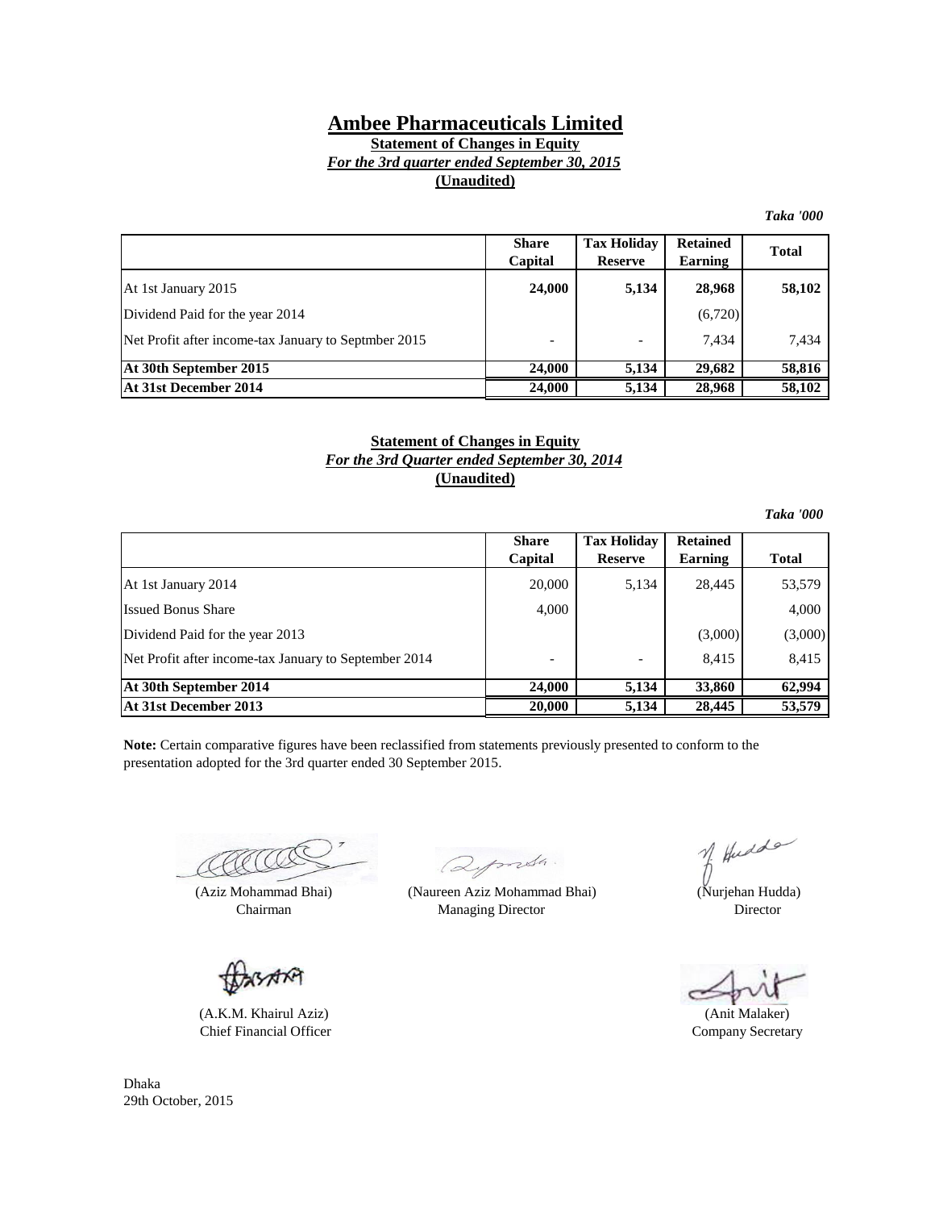# Ambee Pharmaceuticals Limited

**Statement of Changes in Equity**

***For the 3rd quarter ended September 30, 2015***

**(Unaudited)**

***Taka '000***

| | Share Capital | Tax Holiday Reserve | Retained Earning | Total |
|---|---|---|---|---|
| At 1st January 2015 | **24,000** | **5,134** | **28,968** | **58,102** |
| Dividend Paid for the year 2014 | | | (6,720) | |
| Net Profit after income-tax January to Septmber 2015 | - | - | 7,434 | 7,434 |
| **At 30th September 2015** | **24,000** | **5,134** | **29,682** | **58,816** |
| **At 31st December 2014** | **24,000** | **5,134** | **28,968** | **58,102** |

**Statement of Changes in Equity**

***For the 3rd Quarter ended September 30, 2014***

**(Unaudited)**

***Taka '000***

| | Share Capital | Tax Holiday Reserve | Retained Earning | Total |
|---|---|---|---|---|
| At 1st January 2014 | 20,000 | 5,134 | 28,445 | 53,579 |
| Issued Bonus Share | 4,000 | | | 4,000 |
| Dividend Paid for the year 2013 | | | (3,000) | (3,000) |
| Net Profit after income-tax January to September 2014 | - | - | 8,415 | 8,415 |
| **At 30th September 2014** | **24,000** | **5,134** | **33,860** | **62,994** |
| **At 31st December 2013** | **20,000** | **5,134** | **28,445** | **53,579** |

**Note:** Certain comparative figures have been reclassified from statements previously presented to conform to the presentation adopted for the 3rd quarter ended 30 September 2015.

(Aziz Mohammad Bhai)
Chairman

(Naureen Aziz Mohammad Bhai)
Managing Director

(Nurjehan Hudda)
Director

(A.K.M. Khairul Aziz)
Chief Financial Officer

(Anit Malaker)
Company Secretary

Dhaka
29th October, 2015